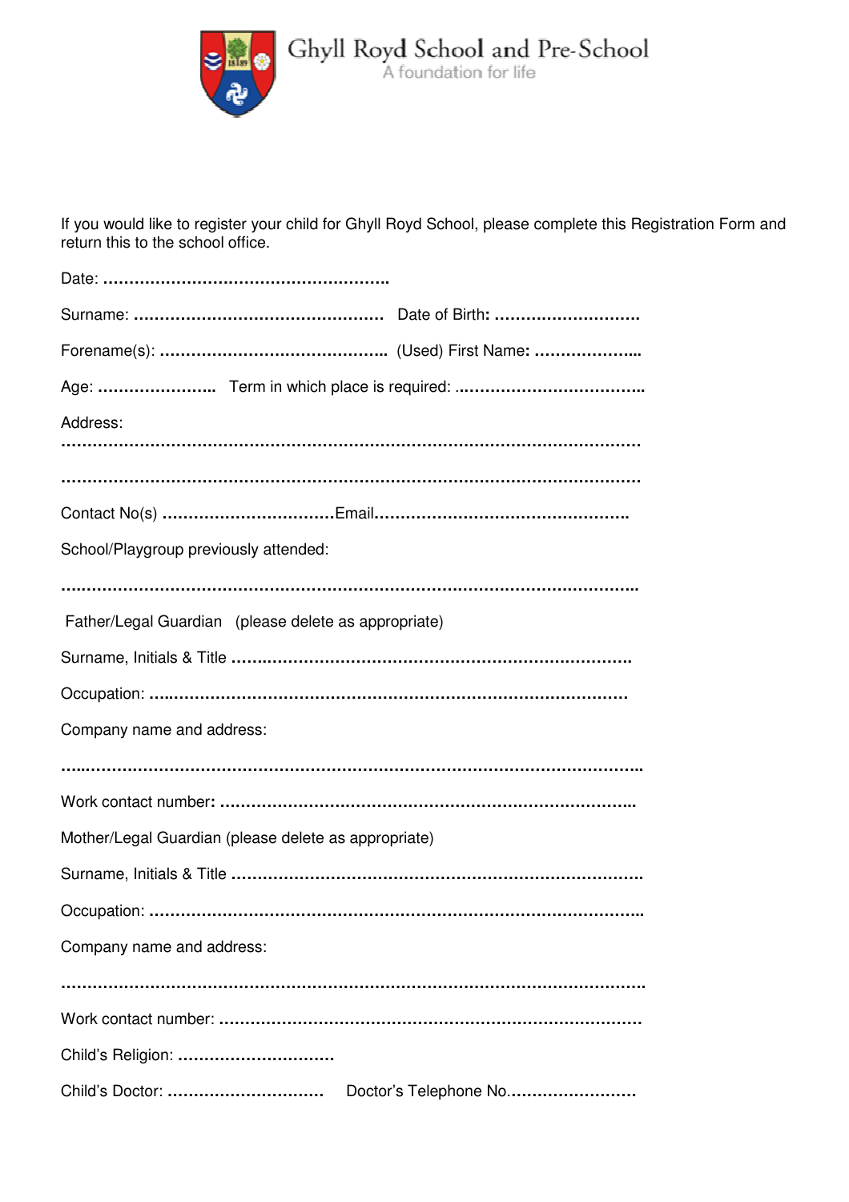# Ghyll Royd School and Pre-School

A foundation for life

If you would like to register your child for Ghyll Royd School, please complete this Registration Form and return this to the school office.

Date: ……………………………………………………..

Surname: ……………………………………………… Date of Birth: ……………………….

Forename(s): ……………………………………….. (Used) First Name: ………………...

Age: ………………….. Term in which place is required: ……………………………….

Address:

……………………………………………………………………………………………………

……………………………………………………………………………………………………

Contact No(s) ……………………………Email……………………………………………

School/Playgroup previously attended:

……………………………………………………………………………………………………

Father/Legal Guardian (please delete as appropriate)

Surname, Initials & Title …………………………………………………………………….

Occupation: ……………………………………………………………………………………

Company name and address:

……………………………………………………………………………………………………

Work contact number: ………………………………………………………………………..

Mother/Legal Guardian (please delete as appropriate)

Surname, Initials & Title ……………………………………………………………………..

Occupation: ……………………………………………………………………………………..

Company name and address:

……………………………………………………………………………………………………..

Work contact number: ………………………………………………………………………..

Child's Religion: …………………………

Child's Doctor: ………………………… Doctor's Telephone No……………………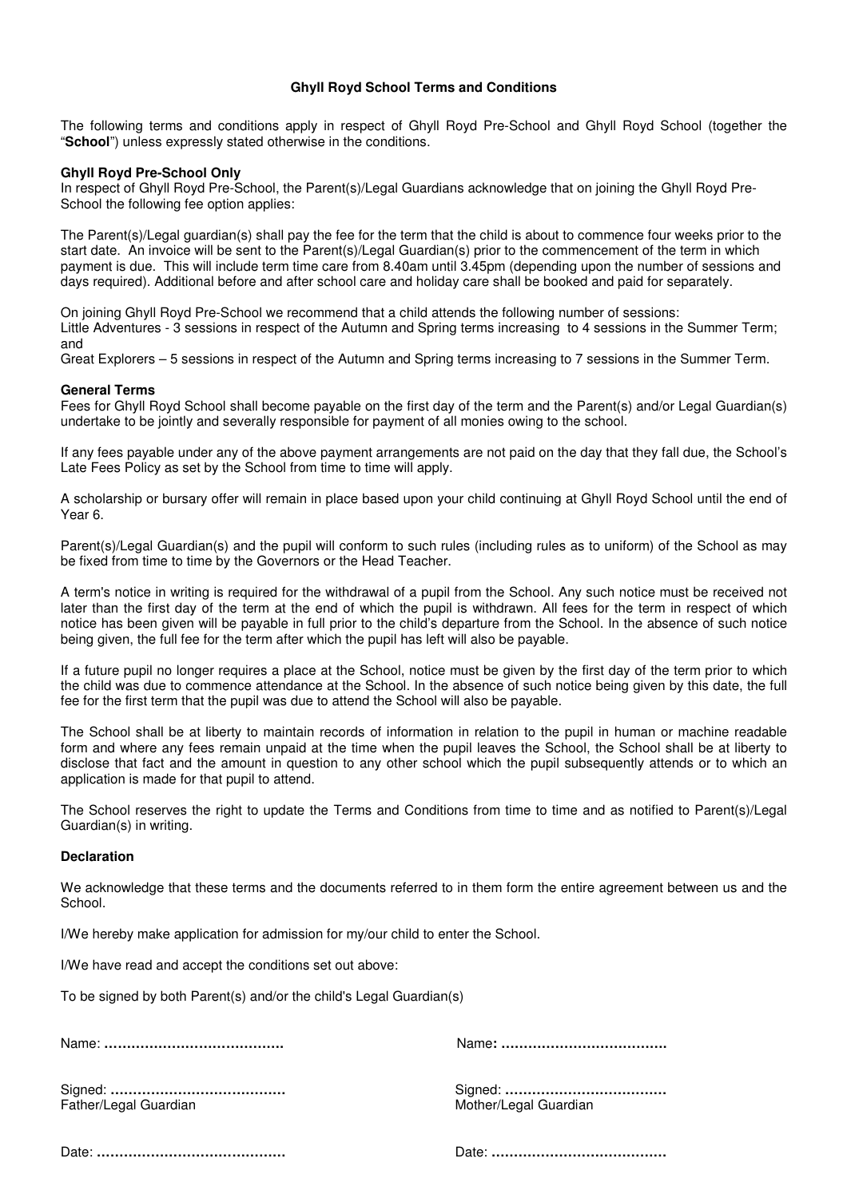# Ghyll Royd School Terms and Conditions

The following terms and conditions apply in respect of Ghyll Royd Pre-School and Ghyll Royd School (together the "**School**") unless expressly stated otherwise in the conditions.

**Ghyll Royd Pre-School Only**

In respect of Ghyll Royd Pre-School, the Parent(s)/Legal Guardians acknowledge that on joining the Ghyll Royd Pre-School the following fee option applies:

The Parent(s)/Legal guardian(s) shall pay the fee for the term that the child is about to commence four weeks prior to the start date. An invoice will be sent to the Parent(s)/Legal Guardian(s) prior to the commencement of the term in which payment is due. This will include term time care from 8.40am until 3.45pm (depending upon the number of sessions and days required). Additional before and after school care and holiday care shall be booked and paid for separately.

On joining Ghyll Royd Pre-School we recommend that a child attends the following number of sessions:
Little Adventures - 3 sessions in respect of the Autumn and Spring terms increasing to 4 sessions in the Summer Term; and
Great Explorers – 5 sessions in respect of the Autumn and Spring terms increasing to 7 sessions in the Summer Term.

**General Terms**

Fees for Ghyll Royd School shall become payable on the first day of the term and the Parent(s) and/or Legal Guardian(s) undertake to be jointly and severally responsible for payment of all monies owing to the school.

If any fees payable under any of the above payment arrangements are not paid on the day that they fall due, the School's Late Fees Policy as set by the School from time to time will apply.

A scholarship or bursary offer will remain in place based upon your child continuing at Ghyll Royd School until the end of Year 6.

Parent(s)/Legal Guardian(s) and the pupil will conform to such rules (including rules as to uniform) of the School as may be fixed from time to time by the Governors or the Head Teacher.

A term's notice in writing is required for the withdrawal of a pupil from the School. Any such notice must be received not later than the first day of the term at the end of which the pupil is withdrawn. All fees for the term in respect of which notice has been given will be payable in full prior to the child's departure from the School. In the absence of such notice being given, the full fee for the term after which the pupil has left will also be payable.

If a future pupil no longer requires a place at the School, notice must be given by the first day of the term prior to which the child was due to commence attendance at the School. In the absence of such notice being given by this date, the full fee for the first term that the pupil was due to attend the School will also be payable.

The School shall be at liberty to maintain records of information in relation to the pupil in human or machine readable form and where any fees remain unpaid at the time when the pupil leaves the School, the School shall be at liberty to disclose that fact and the amount in question to any other school which the pupil subsequently attends or to which an application is made for that pupil to attend.

The School reserves the right to update the Terms and Conditions from time to time and as notified to Parent(s)/Legal Guardian(s) in writing.

**Declaration**

We acknowledge that these terms and the documents referred to in them form the entire agreement between us and the School.

I/We hereby make application for admission for my/our child to enter the School.

I/We have read and accept the conditions set out above:

To be signed by both Parent(s) and/or the child's Legal Guardian(s)

Name: **…………………………………**

Signed: **…………………………………**
Father/Legal Guardian

Date: **…………………………………**

Name**: …………………………………**

Signed: **…………………………………**
Mother/Legal Guardian

Date: **…………………………………**